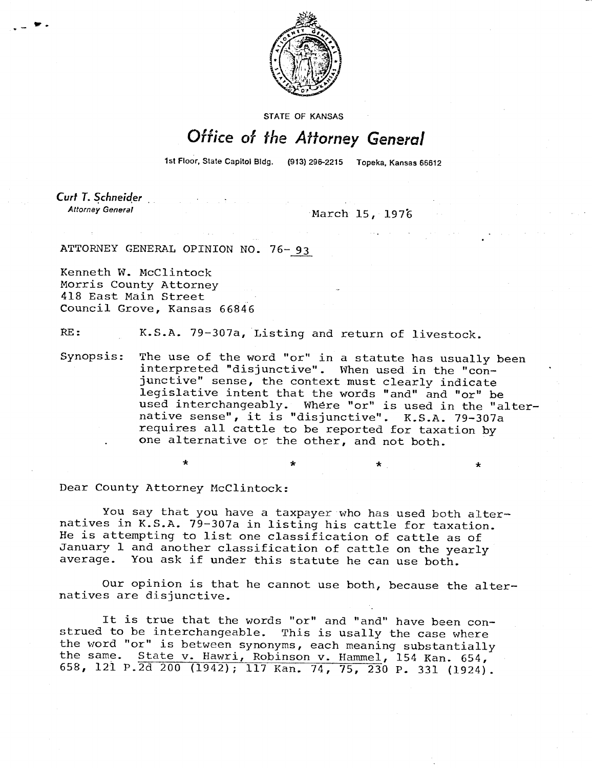STATE OF KANSAS

# Office of the Attorney General

1st Floor, State Capitol Bldg. (913) 296-2215 Topeka, Kansas 66612

*Curt T. Schneider*
*Attorney General*

March 15, 1976

ATTORNEY GENERAL OPINION NO. 76-93

Kenneth W. McClintock
Morris County Attorney
418 East Main Street
Council Grove, Kansas 66846

RE: K.S.A. 79-307a, Listing and return of livestock.

Synopsis: The use of the word "or" in a statute has usually been interpreted "disjunctive". When used in the "conjunctive" sense, the context must clearly indicate legislative intent that the words "and" and "or" be used interchangeably. Where "or" is used in the "alternative sense", it is "disjunctive". K.S.A. 79-307a requires all cattle to be reported for taxation by one alternative or the other, and not both.

\* \* \* \*

Dear County Attorney McClintock:

You say that you have a taxpayer who has used both alternatives in K.S.A. 79-307a in listing his cattle for taxation. He is attempting to list one classification of cattle as of January 1 and another classification of cattle on the yearly average. You ask if under this statute he can use both.

Our opinion is that he cannot use both, because the alternatives are disjunctive.

It is true that the words "or" and "and" have been construed to be interchangeable. This is usally the case where the word "or" is between synonyms, each meaning substantially the same. State v. Hawri, Robinson v. Hammel, 154 Kan. 654, 658, 121 P.2d 200 (1942); 117 Kan. 74, 75, 230 P. 331 (1924).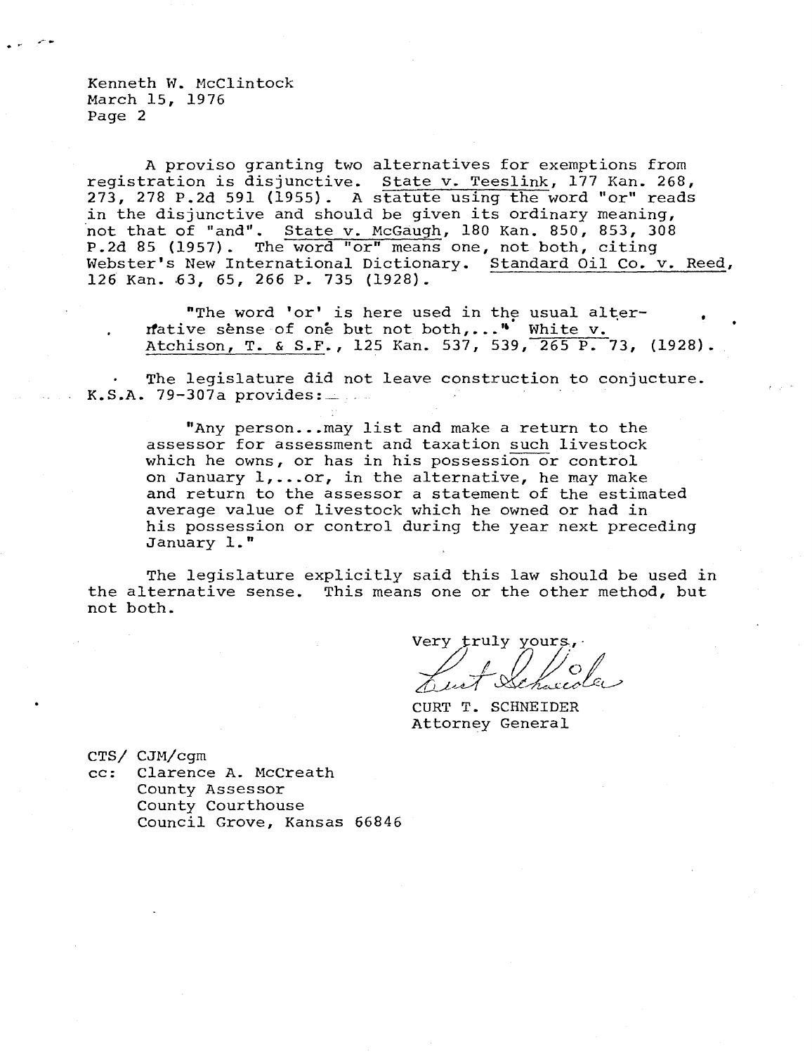Kenneth W. McClintock
March 15, 1976
Page 2

A proviso granting two alternatives for exemptions from registration is disjunctive. State v. Teeslink, 177 Kan. 268, 273, 278 P.2d 591 (1955). A statute using the word "or" reads in the disjunctive and should be given its ordinary meaning, not that of "and". State v. McGaugh, 180 Kan. 850, 853, 308 P.2d 85 (1957). The word "or" means one, not both, citing Webster's New International Dictionary. Standard Oil Co. v. Reed, 126 Kan. 63, 65, 266 P. 735 (1928).

> "The word 'or' is here used in the usual alternative sense of one but not both,..." White v. Atchison, T. & S.F., 125 Kan. 537, 539, 265 P. 73, (1928).

The legislature did not leave construction to conjucture. K.S.A. 79-307a provides:

> "Any person...may list and make a return to the assessor for assessment and taxation such livestock which he owns, or has in his possession or control on January 1,...or, in the alternative, he may make and return to the assessor a statement of the estimated average value of livestock which he owned or had in his possession or control during the year next preceding January 1."

The legislature explicitly said this law should be used in the alternative sense. This means one or the other method, but not both.

Very truly yours,

CURT T. SCHNEIDER
Attorney General

CTS/ CJM/cgm

cc: Clarence A. McCreath
County Assessor
County Courthouse
Council Grove, Kansas 66846